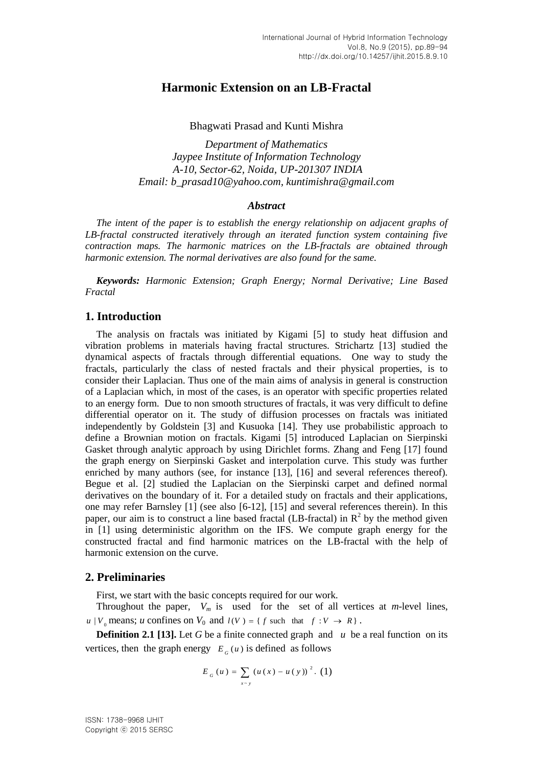# Harmonic Extension on an LB-Fractal

Bhagwati Prasad and Kunti Mishra

*Department of Mathematics*
*Jaypee Institute of Information Technology*
*A-10, Sector-62, Noida, UP-201307 INDIA*
*Email: b_prasad10@yahoo.com, kuntimishra@gmail.com*

### *Abstract*

*The intent of the paper is to establish the energy relationship on adjacent graphs of LB-fractal constructed iteratively through an iterated function system containing five contraction maps. The harmonic matrices on the LB-fractals are obtained through harmonic extension. The normal derivatives are also found for the same.*

***Keywords:*** *Harmonic Extension; Graph Energy; Normal Derivative; Line Based Fractal*

## 1. Introduction

The analysis on fractals was initiated by Kigami [5] to study heat diffusion and vibration problems in materials having fractal structures. Strichartz [13] studied the dynamical aspects of fractals through differential equations. One way to study the fractals, particularly the class of nested fractals and their physical properties, is to consider their Laplacian. Thus one of the main aims of analysis in general is construction of a Laplacian which, in most of the cases, is an operator with specific properties related to an energy form. Due to non smooth structures of fractals, it was very difficult to define differential operator on it. The study of diffusion processes on fractals was initiated independently by Goldstein [3] and Kusuoka [14]. They use probabilistic approach to define a Brownian motion on fractals. Kigami [5] introduced Laplacian on Sierpinski Gasket through analytic approach by using Dirichlet forms. Zhang and Feng [17] found the graph energy on Sierpinski Gasket and interpolation curve. This study was further enriched by many authors (see, for instance [13], [16] and several references thereof). Begue et al. [2] studied the Laplacian on the Sierpinski carpet and defined normal derivatives on the boundary of it. For a detailed study on fractals and their applications, one may refer Barnsley [1] (see also [6-12], [15] and several references therein). In this paper, our aim is to construct a line based fractal (LB-fractal) in $R^2$ by the method given in [1] using deterministic algorithm on the IFS. We compute graph energy for the constructed fractal and find harmonic matrices on the LB-fractal with the help of harmonic extension on the curve.

## 2. Preliminaries

First, we start with the basic concepts required for our work.

Throughout the paper, $V_m$ is used for the set of all vertices at *m*-level lines, $u \mid V_0$ means; *u* confines on $V_0$ and $l(V) = \{ f \text{ such that } f : V \to R \}$.

**Definition 2.1 [13].** Let *G* be a finite connected graph and $u$ be a real function on its vertices, then the graph energy $E_G(u)$ is defined as follows

$$E_G(u) = \sum_{x \sim y} (u(x) - u(y))^2 . \quad (1)$$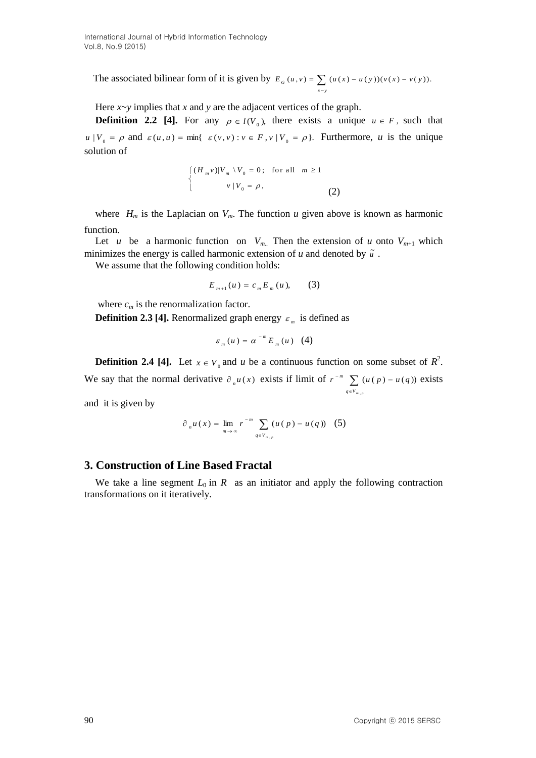The associated bilinear form of it is given by $E_G(u,v) = \sum_{x\sim y}(u(x)-u(y))(v(x)-v(y))$.

Here $x\sim y$ implies that $x$ and $y$ are the adjacent vertices of the graph.

**Definition 2.2 [4].** For any $\rho \in l(V_0)$, there exists a unique $u \in F$, such that $u|V_0 = \rho$ and $\varepsilon(u,u) = \min\{\ \varepsilon(v,v) : v \in F, v|V_0 = \rho\}$. Furthermore, $u$ is the unique solution of

$$\begin{cases} (H_m v)|V_m \setminus V_0 = 0; & \text{for all } m \geq 1 \\ v|V_0 = \rho, & \end{cases} \tag{2}$$

where $H_m$ is the Laplacian on $V_m$. The function $u$ given above is known as harmonic function.

Let $u$ be a harmonic function on $V_m$. Then the extension of $u$ onto $V_{m+1}$ which minimizes the energy is called harmonic extension of $u$ and denoted by $\tilde{u}$.

We assume that the following condition holds:

$$E_{m+1}(u) = c_m E_m(u), \tag{3}$$

where $c_m$ is the renormalization factor.

**Definition 2.3 [4].** Renormalized graph energy $\varepsilon_m$ is defined as

$$\varepsilon_m(u) = \alpha^{-m} E_m(u) \tag{4}$$

**Definition 2.4 [4].** Let $x \in V_0$ and $u$ be a continuous function on some subset of $R^2$. We say that the normal derivative $\partial_n u(x)$ exists if limit of $r^{-m}\sum_{q\in V_{m,p}}(u(p)-u(q))$ exists and it is given by

$$\partial_n u(x) = \lim_{m\to\infty} r^{-m}\sum_{q\in V_{m,p}}(u(p)-u(q)) \tag{5}$$

## 3. Construction of Line Based Fractal

We take a line segment $L_0$ in $R$ as an initiator and apply the following contraction transformations on it iteratively.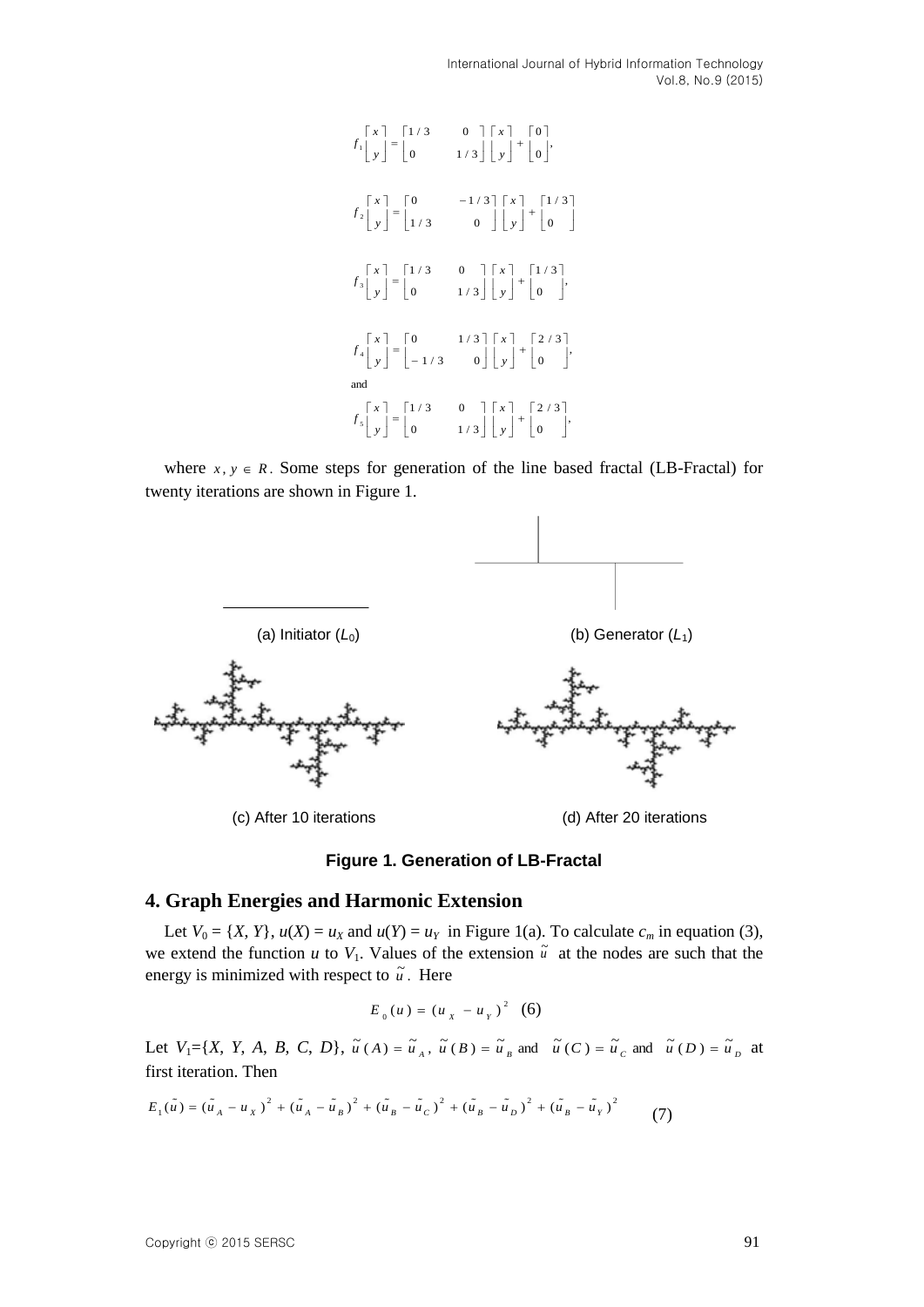$$f_1\begin{bmatrix} x \\ y \end{bmatrix} = \begin{bmatrix} 1/3 & 0 \\ 0 & 1/3 \end{bmatrix}\begin{bmatrix} x \\ y \end{bmatrix} + \begin{bmatrix} 0 \\ 0 \end{bmatrix},$$

$$f_2\begin{bmatrix} x \\ y \end{bmatrix} = \begin{bmatrix} 0 & -1/3 \\ 1/3 & 0 \end{bmatrix}\begin{bmatrix} x \\ y \end{bmatrix} + \begin{bmatrix} 1/3 \\ 0 \end{bmatrix}$$

$$f_3\begin{bmatrix} x \\ y \end{bmatrix} = \begin{bmatrix} 1/3 & 0 \\ 0 & 1/3 \end{bmatrix}\begin{bmatrix} x \\ y \end{bmatrix} + \begin{bmatrix} 1/3 \\ 0 \end{bmatrix},$$

$$f_4\begin{bmatrix} x \\ y \end{bmatrix} = \begin{bmatrix} 0 & 1/3 \\ -1/3 & 0 \end{bmatrix}\begin{bmatrix} x \\ y \end{bmatrix} + \begin{bmatrix} 2/3 \\ 0 \end{bmatrix},$$

and

$$f_5\begin{bmatrix} x \\ y \end{bmatrix} = \begin{bmatrix} 1/3 & 0 \\ 0 & 1/3 \end{bmatrix}\begin{bmatrix} x \\ y \end{bmatrix} + \begin{bmatrix} 2/3 \\ 0 \end{bmatrix},$$

where $x, y \in R$. Some steps for generation of the line based fractal (LB-Fractal) for twenty iterations are shown in Figure 1.

(a) Initiator ($L_0$)

(b) Generator ($L_1$)

(c) After 10 iterations

(d) After 20 iterations

**Figure 1. Generation of LB-Fractal**

## 4. Graph Energies and Harmonic Extension

Let $V_0 = \{X, Y\}$, $u(X) = u_X$ and $u(Y) = u_Y$ in Figure 1(a). To calculate $c_m$ in equation (3), we extend the function $u$ to $V_1$. Values of the extension $\tilde{u}$ at the nodes are such that the energy is minimized with respect to $\tilde{u}$. Here

$$E_0(u) = (u_X - u_Y)^2 \quad (6)$$

Let $V_1=\{X, Y, A, B, C, D\}$, $\tilde{u}(A) = \tilde{u}_A$, $\tilde{u}(B) = \tilde{u}_B$ and $\tilde{u}(C) = \tilde{u}_C$ and $\tilde{u}(D) = \tilde{u}_D$ at first iteration. Then

$$E_1(\tilde{u}) = (\tilde{u}_A - u_X)^2 + (\tilde{u}_A - \tilde{u}_B)^2 + (\tilde{u}_B - \tilde{u}_C)^2 + (\tilde{u}_B - \tilde{u}_D)^2 + (\tilde{u}_B - \tilde{u}_Y)^2 \quad (7)$$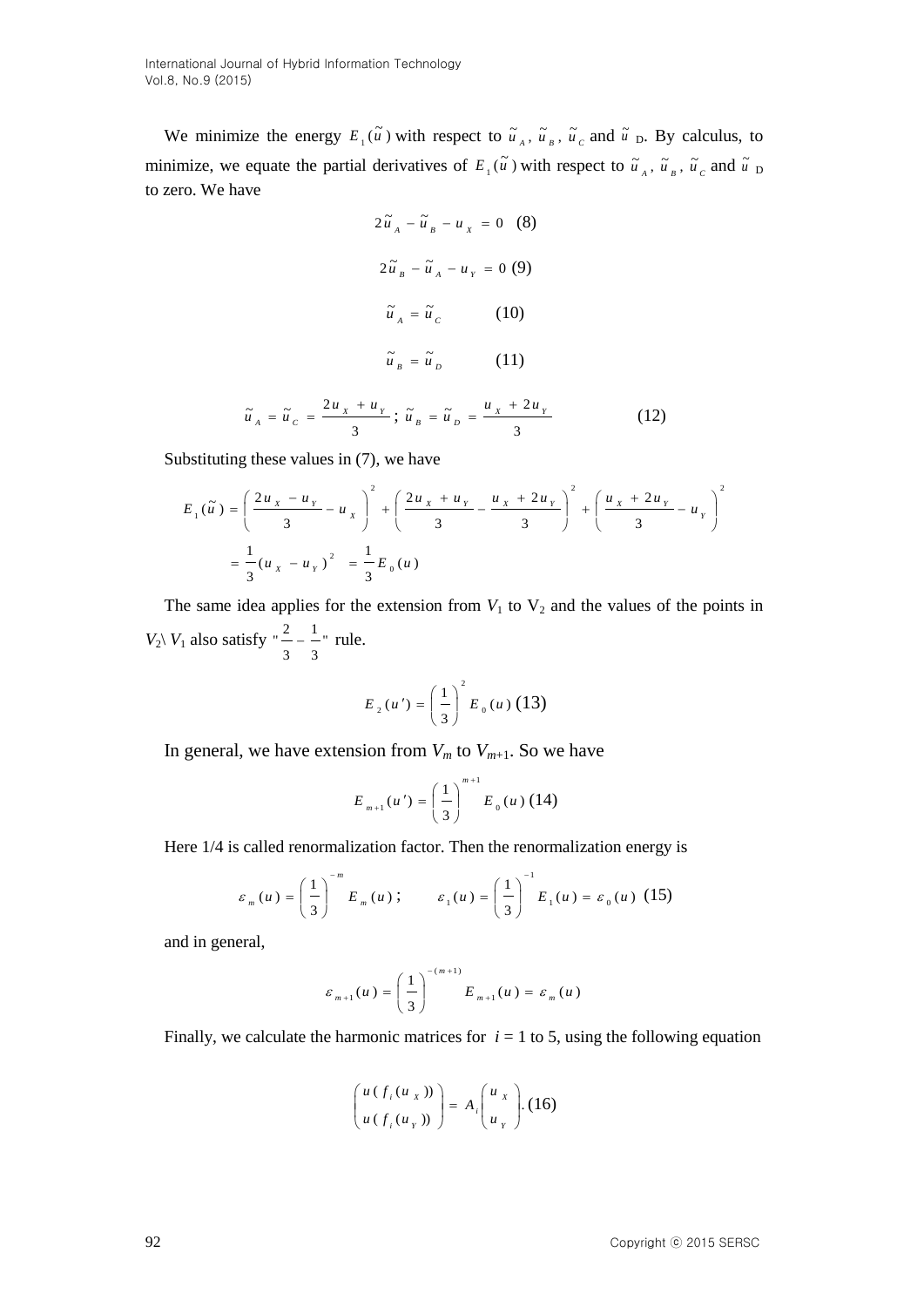We minimize the energy $E_1(\tilde{u})$ with respect to $\tilde{u}_A$, $\tilde{u}_B$, $\tilde{u}_C$ and $\tilde{u}_D$. By calculus, to minimize, we equate the partial derivatives of $E_1(\tilde{u})$ with respect to $\tilde{u}_A$, $\tilde{u}_B$, $\tilde{u}_C$ and $\tilde{u}_D$ to zero. We have

$$2\tilde{u}_A - \tilde{u}_B - u_X = 0 \quad (8)$$

$$2\tilde{u}_B - \tilde{u}_A - u_Y = 0 \quad (9)$$

$$\tilde{u}_A = \tilde{u}_C \quad (10)$$

$$\tilde{u}_B = \tilde{u}_D \quad (11)$$

$$\tilde{u}_A = \tilde{u}_C = \frac{2u_X + u_Y}{3}; \; \tilde{u}_B = \tilde{u}_D = \frac{u_X + 2u_Y}{3} \quad (12)$$

Substituting these values in (7), we have

$$E_1(\tilde{u}) = \left(\frac{2u_X - u_Y}{3} - u_X\right)^2 + \left(\frac{2u_X + u_Y}{3} - \frac{u_X + 2u_Y}{3}\right)^2 + \left(\frac{u_X + 2u_Y}{3} - u_Y\right)^2$$

$$= \frac{1}{3}(u_X - u_Y)^2 = \frac{1}{3}E_0(u)$$

The same idea applies for the extension from $V_1$ to $V_2$ and the values of the points in $V_2 \backslash V_1$ also satisfy "$\frac{2}{3} - \frac{1}{3}$" rule.

$$E_2(u') = \left(\frac{1}{3}\right)^2 E_0(u) \quad (13)$$

In general, we have extension from $V_m$ to $V_{m+1}$. So we have

$$E_{m+1}(u') = \left(\frac{1}{3}\right)^{m+1} E_0(u) \quad (14)$$

Here 1/4 is called renormalization factor. Then the renormalization energy is

$$\varepsilon_m(u) = \left(\frac{1}{3}\right)^{-m} E_m(u); \qquad \varepsilon_1(u) = \left(\frac{1}{3}\right)^{-1} E_1(u) = \varepsilon_0(u) \quad (15)$$

and in general,

$$\varepsilon_{m+1}(u) = \left(\frac{1}{3}\right)^{-(m+1)} E_{m+1}(u) = \varepsilon_m(u)$$

Finally, we calculate the harmonic matrices for $i = 1$ to 5, using the following equation

$$\begin{pmatrix} u(f_i(u_X)) \\ u(f_i(u_Y)) \end{pmatrix} = A_i \begin{pmatrix} u_X \\ u_Y \end{pmatrix}. \quad (16)$$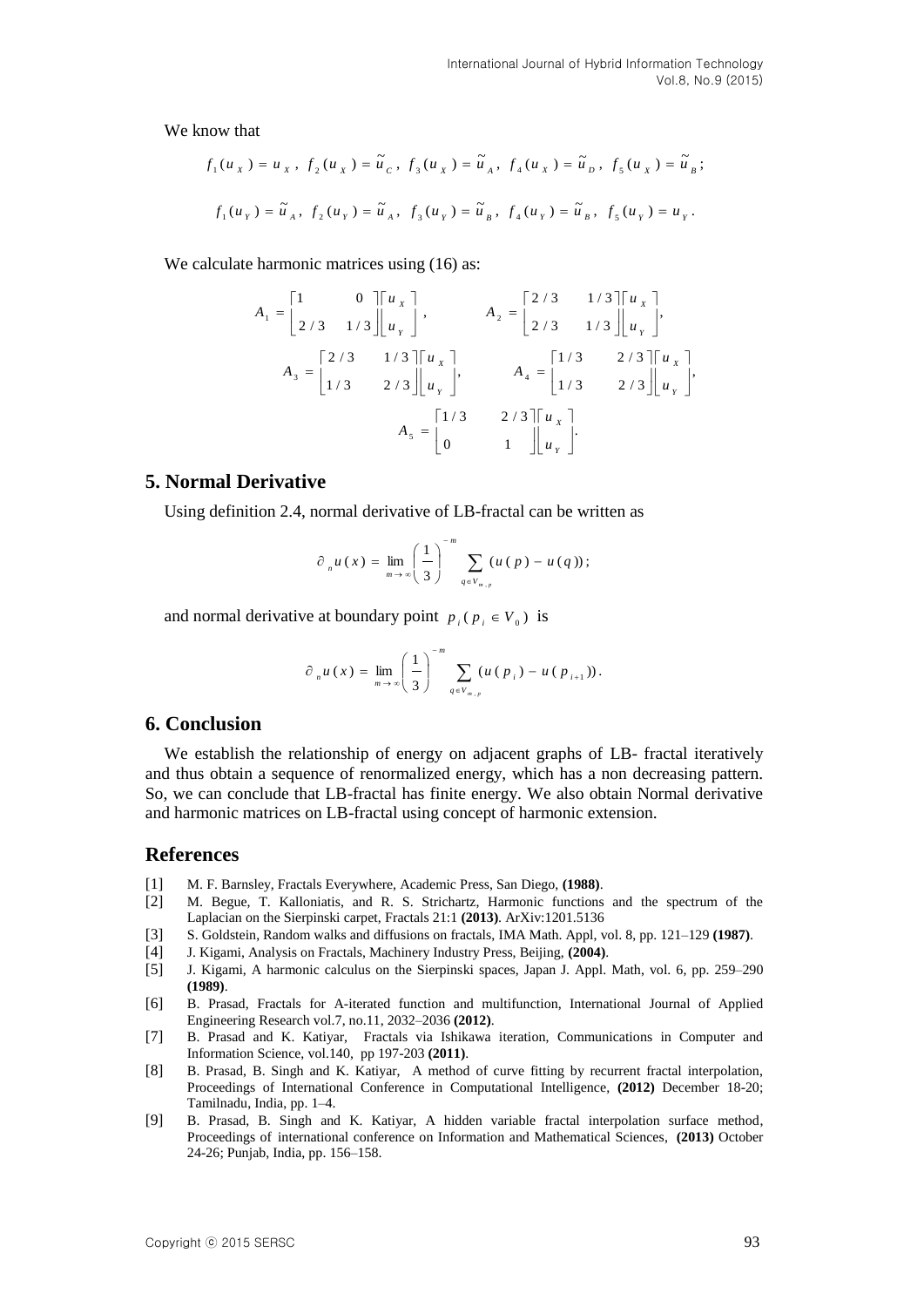We know that

$$f_1(u_X) = u_X,\ f_2(u_X) = \tilde{u}_C,\ f_3(u_X) = \tilde{u}_A,\ f_4(u_X) = \tilde{u}_D,\ f_5(u_X) = \tilde{u}_B;$$

$$f_1(u_Y) = \tilde{u}_A,\ f_2(u_Y) = \tilde{u}_A,\ f_3(u_Y) = \tilde{u}_B,\ f_4(u_Y) = \tilde{u}_B,\ f_5(u_Y) = u_Y.$$

We calculate harmonic matrices using (16) as:

$$A_1 = \begin{bmatrix} 1 & 0 \\ 2/3 & 1/3 \end{bmatrix} \begin{bmatrix} u_X \\ u_Y \end{bmatrix}, \qquad A_2 = \begin{bmatrix} 2/3 & 1/3 \\ 2/3 & 1/3 \end{bmatrix} \begin{bmatrix} u_X \\ u_Y \end{bmatrix},$$

$$A_3 = \begin{bmatrix} 2/3 & 1/3 \\ 1/3 & 2/3 \end{bmatrix} \begin{bmatrix} u_X \\ u_Y \end{bmatrix}, \qquad A_4 = \begin{bmatrix} 1/3 & 2/3 \\ 1/3 & 2/3 \end{bmatrix} \begin{bmatrix} u_X \\ u_Y \end{bmatrix},$$

$$A_5 = \begin{bmatrix} 1/3 & 2/3 \\ 0 & 1 \end{bmatrix} \begin{bmatrix} u_X \\ u_Y \end{bmatrix}.$$

## 5. Normal Derivative

Using definition 2.4, normal derivative of LB-fractal can be written as

$$\partial_n u(x) = \lim_{m \to \infty} \left( \frac{1}{3} \right)^{-m} \sum_{q \in V_{m,p}} (u(p) - u(q));$$

and normal derivative at boundary point $p_i (p_i \in V_0)$ is

$$\partial_n u(x) = \lim_{m \to \infty} \left( \frac{1}{3} \right)^{-m} \sum_{q \in V_{m,p}} (u(p_i) - u(p_{i+1})).$$

## 6. Conclusion

We establish the relationship of energy on adjacent graphs of LB- fractal iteratively and thus obtain a sequence of renormalized energy, which has a non decreasing pattern. So, we can conclude that LB-fractal has finite energy. We also obtain Normal derivative and harmonic matrices on LB-fractal using concept of harmonic extension.

## References

[1] M. F. Barnsley, Fractals Everywhere, Academic Press, San Diego, **(1988)**.

[2] M. Begue, T. Kalloniatis, and R. S. Strichartz, Harmonic functions and the spectrum of the Laplacian on the Sierpinski carpet, Fractals 21:1 **(2013)**. ArXiv:1201.5136

[3] S. Goldstein, Random walks and diffusions on fractals, IMA Math. Appl, vol. 8, pp. 121–129 **(1987)**.

[4] J. Kigami, Analysis on Fractals, Machinery Industry Press, Beijing, **(2004)**.

[5] J. Kigami, A harmonic calculus on the Sierpinski spaces, Japan J. Appl. Math, vol. 6, pp. 259–290 **(1989)**.

[6] B. Prasad, Fractals for A-iterated function and multifunction, International Journal of Applied Engineering Research vol.7, no.11, 2032–2036 **(2012)**.

[7] B. Prasad and K. Katiyar, Fractals via Ishikawa iteration, Communications in Computer and Information Science, vol.140, pp 197-203 **(2011)**.

[8] B. Prasad, B. Singh and K. Katiyar, A method of curve fitting by recurrent fractal interpolation, Proceedings of International Conference in Computational Intelligence, **(2012)** December 18-20; Tamilnadu, India, pp. 1–4.

[9] B. Prasad, B. Singh and K. Katiyar, A hidden variable fractal interpolation surface method, Proceedings of international conference on Information and Mathematical Sciences, **(2013)** October 24-26; Punjab, India, pp. 156–158.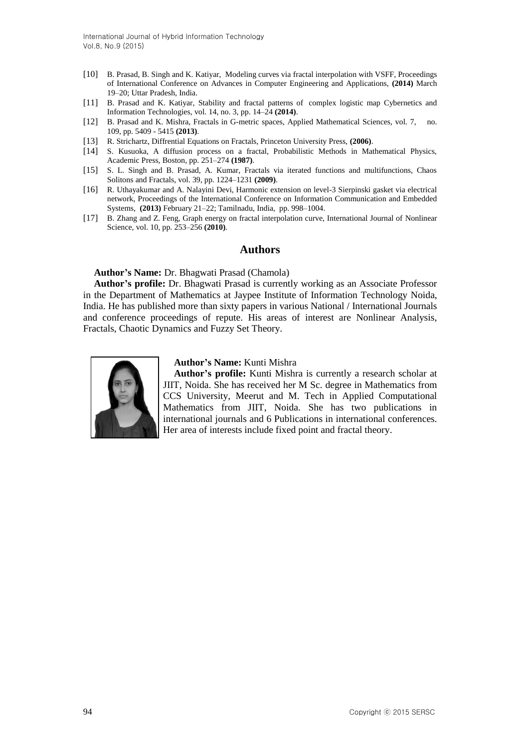[10] B. Prasad, B. Singh and K. Katiyar, Modeling curves via fractal interpolation with VSFF, Proceedings of International Conference on Advances in Computer Engineering and Applications, **(2014)** March 19–20; Uttar Pradesh, India.

[11] B. Prasad and K. Katiyar, Stability and fractal patterns of complex logistic map Cybernetics and Information Technologies, vol. 14, no. 3, pp. 14–24 **(2014)**.

[12] B. Prasad and K. Mishra, Fractals in G-metric spaces, Applied Mathematical Sciences, vol. 7, no. 109, pp. 5409 - 5415 **(2013)**.

[13] R. Strichartz, Diffrential Equations on Fractals, Princeton University Press, **(2006)**.

[14] S. Kusuoka, A diffusion process on a fractal, Probabilistic Methods in Mathematical Physics, Academic Press, Boston, pp. 251–274 **(1987)**.

[15] S. L. Singh and B. Prasad, A. Kumar, Fractals via iterated functions and multifunctions, Chaos Solitons and Fractals, vol. 39, pp. 1224–1231 **(2009)**.

[16] R. Uthayakumar and A. Nalayini Devi, Harmonic extension on level-3 Sierpinski gasket via electrical network, Proceedings of the International Conference on Information Communication and Embedded Systems, **(2013)** February 21–22; Tamilnadu, India, pp. 998–1004.

[17] B. Zhang and Z. Feng, Graph energy on fractal interpolation curve, International Journal of Nonlinear Science, vol. 10, pp. 253–256 **(2010)**.

## Authors

**Author's Name:** Dr. Bhagwati Prasad (Chamola)

**Author's profile:** Dr. Bhagwati Prasad is currently working as an Associate Professor in the Department of Mathematics at Jaypee Institute of Information Technology Noida, India. He has published more than sixty papers in various National / International Journals and conference proceedings of repute. His areas of interest are Nonlinear Analysis, Fractals, Chaotic Dynamics and Fuzzy Set Theory.

**Author's Name:** Kunti Mishra

**Author's profile:** Kunti Mishra is currently a research scholar at JIIT, Noida. She has received her M Sc. degree in Mathematics from CCS University, Meerut and M. Tech in Applied Computational Mathematics from JIIT, Noida. She has two publications in international journals and 6 Publications in international conferences. Her area of interests include fixed point and fractal theory.